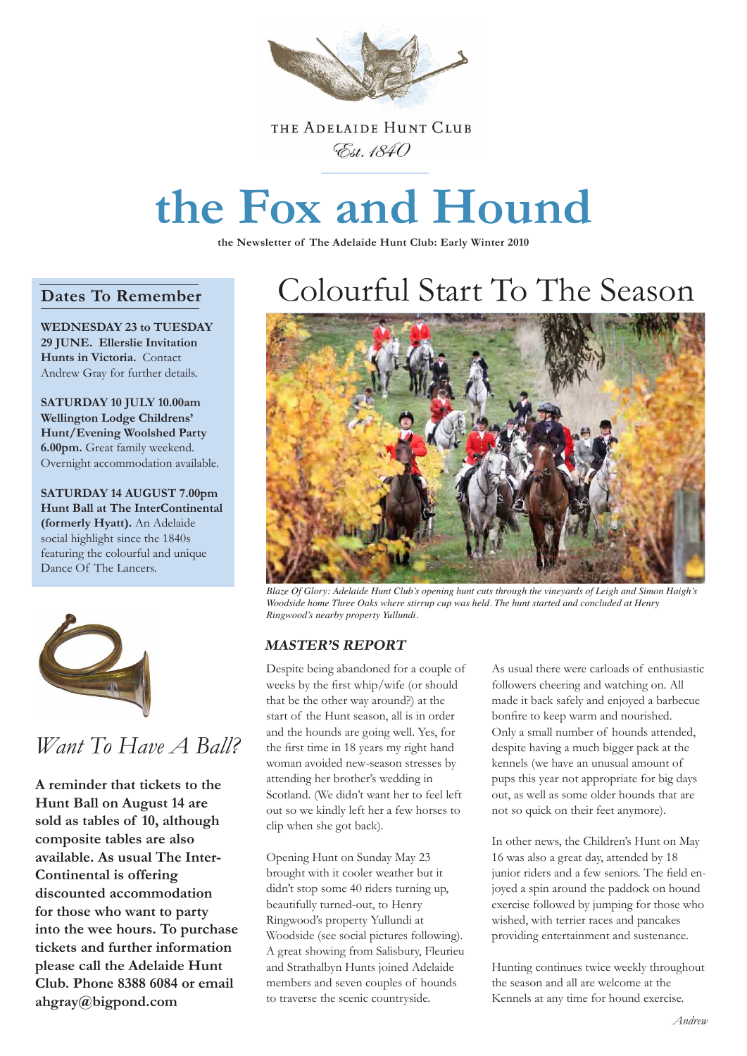The Adelaide Hunt Club

*Est. 1840*

# the Fox and Hound

**the Newsletter of The Adelaide Hunt Club: Early Winter 2010**

## Dates To Remember

**WEDNESDAY 23 to TUESDAY 29 JUNE. Ellerslie Invitation Hunts in Victoria.** Contact Andrew Gray for further details.

**SATURDAY 10 JULY 10.00am Wellington Lodge Childrens' Hunt/Evening Woolshed Party 6.00pm.** Great family weekend. Overnight accommodation available.

**SATURDAY 14 AUGUST 7.00pm Hunt Ball at The InterContinental (formerly Hyatt).** An Adelaide social highlight since the 1840s featuring the colourful and unique Dance Of The Lancers.

## *Want To Have A Ball?*

**A reminder that tickets to the Hunt Ball on August 14 are sold as tables of 10, although composite tables are also available. As usual The Inter-Continental is offering discounted accommodation for those who want to party into the wee hours. To purchase tickets and further information please call the Adelaide Hunt Club. Phone 8388 6084 or email ahgray@bigpond.com**

# Colourful Start To The Season

*Blaze Of Glory: Adelaide Hunt Club's opening hunt cuts through the vineyards of Leigh and Simon Haigh's Woodside home Three Oaks where stirrup cup was held. The hunt started and concluded at Henry Ringwood's nearby property Yullundi.*

### *MASTER'S REPORT*

Despite being abandoned for a couple of weeks by the first whip/wife (or should that be the other way around?) at the start of the Hunt season, all is in order and the hounds are going well. Yes, for the first time in 18 years my right hand woman avoided new-season stresses by attending her brother's wedding in Scotland. (We didn't want her to feel left out so we kindly left her a few horses to clip when she got back).

Opening Hunt on Sunday May 23 brought with it cooler weather but it didn't stop some 40 riders turning up, beautifully turned-out, to Henry Ringwood's property Yullundi at Woodside (see social pictures following). A great showing from Salisbury, Fleurieu and Strathalbyn Hunts joined Adelaide members and seven couples of hounds to traverse the scenic countryside.

As usual there were carloads of enthusiastic followers cheering and watching on. All made it back safely and enjoyed a barbecue bonfire to keep warm and nourished. Only a small number of hounds attended, despite having a much bigger pack at the kennels (we have an unusual amount of pups this year not appropriate for big days out, as well as some older hounds that are not so quick on their feet anymore).

In other news, the Children's Hunt on May 16 was also a great day, attended by 18 junior riders and a few seniors. The field enjoyed a spin around the paddock on hound exercise followed by jumping for those who wished, with terrier races and pancakes providing entertainment and sustenance.

Hunting continues twice weekly throughout the season and all are welcome at the Kennels at any time for hound exercise.

*Andrew*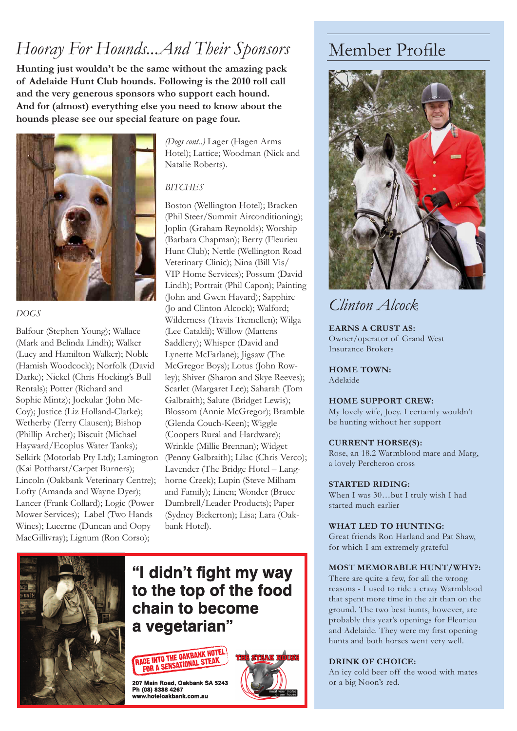# Hooray For Hounds...And Their Sponsors

**Hunting just wouldn't be the same without the amazing pack of Adelaide Hunt Club hounds. Following is the 2010 roll call and the very generous sponsors who support each hound. And for (almost) everything else you need to know about the hounds please see our special feature on page four.**

*DOGS*

Balfour (Stephen Young); Wallace (Mark and Belinda Lindh); Walker (Lucy and Hamilton Walker); Noble (Hamish Woodcock); Norfolk (David Darke); Nickel (Chris Hocking's Bull Rentals); Potter (Richard and Sophie Mintz); Jockular (John McCoy); Justice (Liz Holland-Clarke); Wetherby (Terry Clausen); Bishop (Phillip Archer); Biscuit (Michael Hayward/Ecoplus Water Tanks); Selkirk (Motorlab Pty Ltd); Lamington (Kai Potthar­st/Carpet Burners); Lincoln (Oakbank Veterinary Centre); Lofty (Amanda and Wayne Dyer); Lancer (Frank Collard); Logic (Power Mower Services); Label (Two Hands Wines); Lucerne (Duncan and Oopy MacGillivray); Lignum (Ron Corso);

*(Dogs cont..)* Lager (Hagen Arms Hotel); Lattice; Woodman (Nick and Natalie Roberts).

*BITCHES*

Boston (Wellington Hotel); Bracken (Phil Steer/Summit Airconditioning); Joplin (Graham Reynolds); Worship (Barbara Chapman); Berry (Fleurieu Hunt Club); Nettle (Wellington Road Veterinary Clinic); Nina (Bill Vis/ VIP Home Services); Possum (David Lindh); Portrait (Phil Capon); Painting (John and Gwen Havard); Sapphire (Jo and Clinton Alcock); Walford; Wilderness (Travis Tremellen); Wilga (Lee Cataldi); Willow (Mattens Saddlery); Whisper (David and Lynette McFarlane); Jigsaw (The McGregor Boys); Lotus (John Rowley); Shiver (Sharon and Skye Reeves); Scarlet (Margaret Lee); Saharah (Tom Galbraith); Salute (Bridget Lewis); Blossom (Annie McGregor); Bramble (Glenda Couch-Keen); Wiggle (Coopers Rural and Hardware); Wrinkle (Millie Brennan); Widget (Penny Galbraith); Lilac (Chris Verco); Lavender (The Bridge Hotel – Langhorne Creek); Lupin (Steve Millham and Family); Linen; Wonder (Bruce Dumbrell/Leader Products); Paper (Sydney Bickerton); Lisa; Lara (Oakbank Hotel).

**"I didn't fight my way to the top of the food chain to become a vegetarian"**

RACE INTO THE OAKBANK HOTEL FOR A SENSATIONAL STEAK

THE STEAK HOUSE — meet your mates at our house

207 Main Road, Oakbank SA 5243
Ph (08) 8388 4267
www.hoteloakbank.com.au

# Member Profile

## *Clinton Alcock*

**EARNS A CRUST AS:**
Owner/operator of Grand West Insurance Brokers

**HOME TOWN:**
Adelaide

**HOME SUPPORT CREW:**
My lovely wife, Joey. I certainly wouldn't be hunting without her support

**CURRENT HORSE(S):**
Rose, an 18.2 Warmblood mare and Marg, a lovely Percheron cross

**STARTED RIDING:**
When I was 30…but I truly wish I had started much earlier

**WHAT LED TO HUNTING:**
Great friends Ron Harland and Pat Shaw, for which I am extremely grateful

**MOST MEMORABLE HUNT/WHY?:**
There are quite a few, for all the wrong reasons - I used to ride a crazy Warmblood that spent more time in the air than on the ground. The two best hunts, however, are probably this year's openings for Fleurieu and Adelaide. They were my first opening hunts and both horses went very well.

**DRINK OF CHOICE:**
An icy cold beer off the wood with mates or a big Noon's red.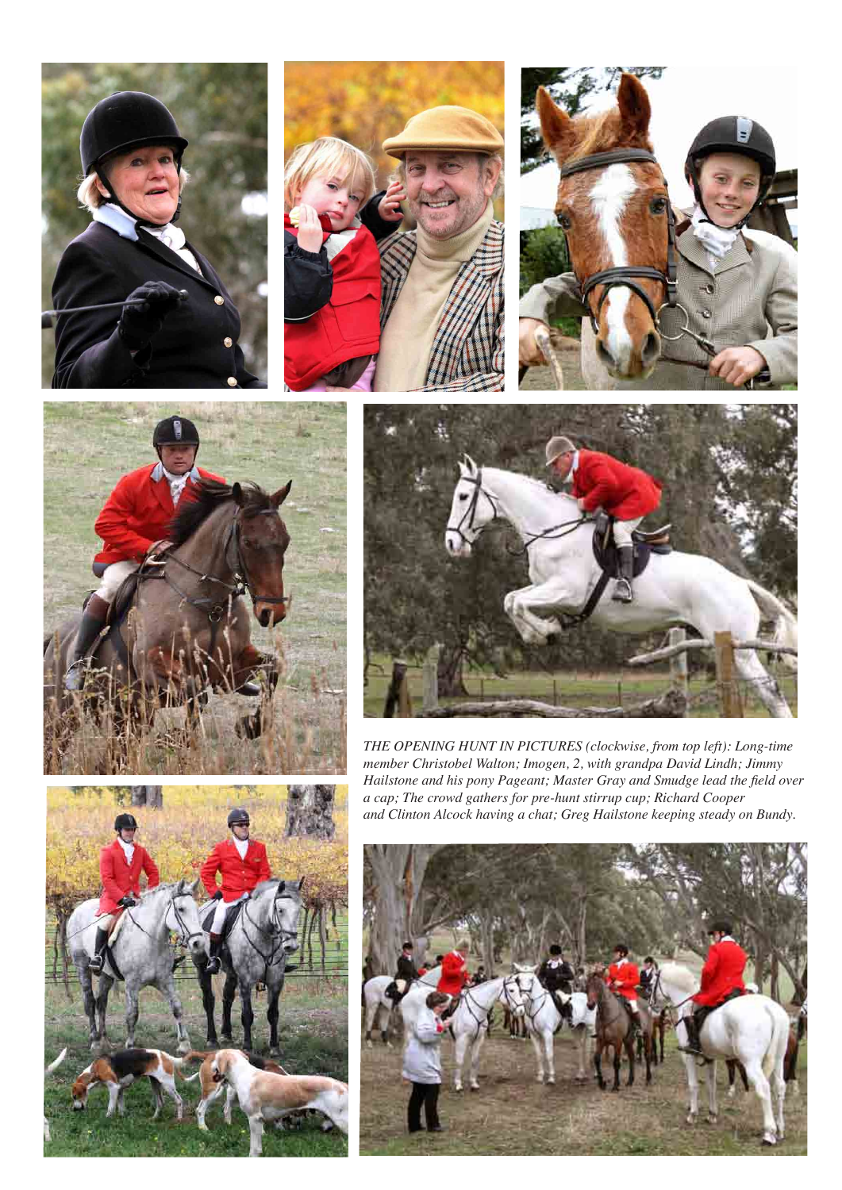*THE OPENING HUNT IN PICTURES (clockwise, from top left): Long-time member Christobel Walton; Imogen, 2, with grandpa David Lindh; Jimmy Hailstone and his pony Pageant; Master Gray and Smudge lead the field over a cap; The crowd gathers for pre-hunt stirrup cup; Richard Cooper and Clinton Alcock having a chat; Greg Hailstone keeping steady on Bundy.*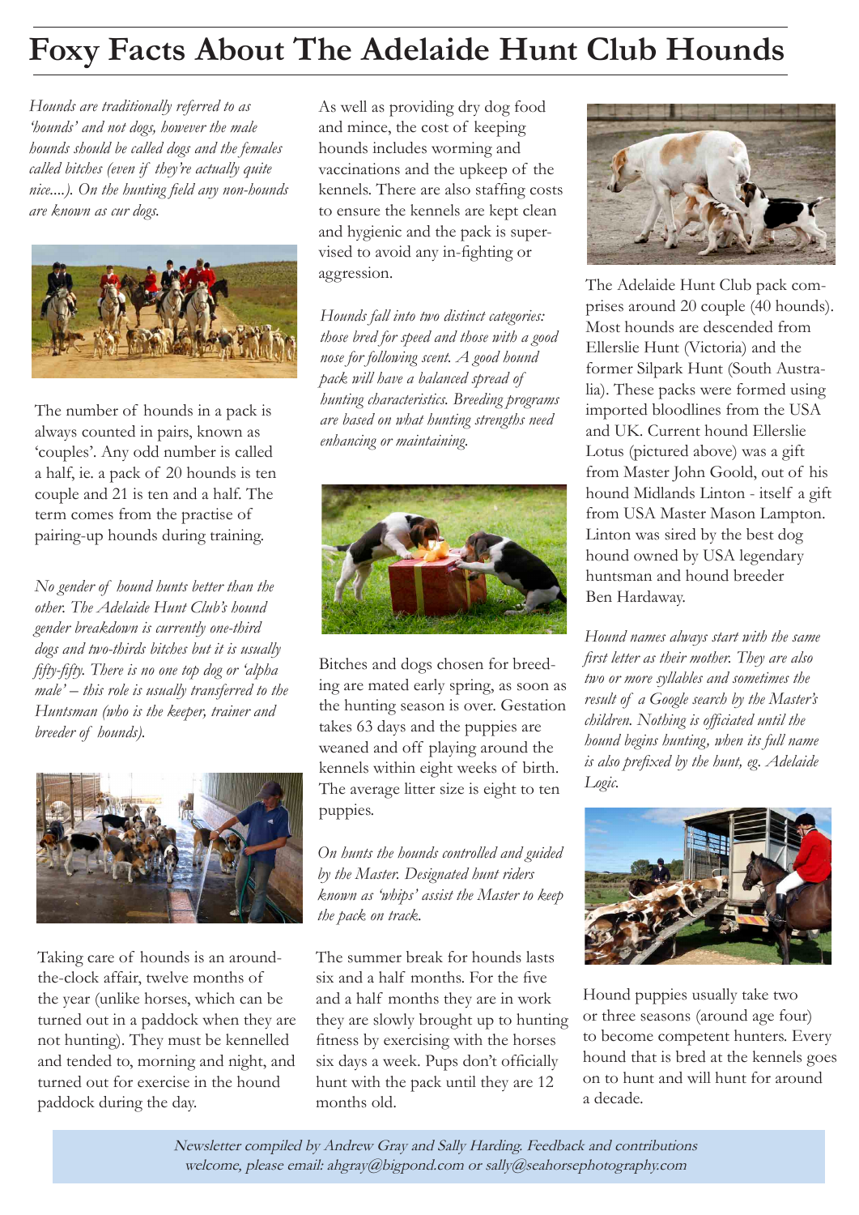# Foxy Facts About The Adelaide Hunt Club Hounds

*Hounds are traditionally referred to as 'hounds' and not dogs, however the male hounds should be called dogs and the females called bitches (even if they're actually quite nice....). On the hunting field any non-hounds are known as cur dogs.*

The number of hounds in a pack is always counted in pairs, known as 'couples'. Any odd number is called a half, ie. a pack of 20 hounds is ten couple and 21 is ten and a half. The term comes from the practise of pairing-up hounds during training.

*No gender of hound hunts better than the other. The Adelaide Hunt Club's hound gender breakdown is currently one-third dogs and two-thirds bitches but it is usually fifty-fifty. There is no one top dog or 'alpha male' – this role is usually transferred to the Huntsman (who is the keeper, trainer and breeder of hounds).*

Taking care of hounds is an around-the-clock affair, twelve months of the year (unlike horses, which can be turned out in a paddock when they are not hunting). They must be kennelled and tended to, morning and night, and turned out for exercise in the hound paddock during the day.

As well as providing dry dog food and mince, the cost of keeping hounds includes worming and vaccinations and the upkeep of the kennels. There are also staffing costs to ensure the kennels are kept clean and hygienic and the pack is supervised to avoid any in-fighting or aggression.

*Hounds fall into two distinct categories: those bred for speed and those with a good nose for following scent. A good hound pack will have a balanced spread of hunting characteristics. Breeding programs are based on what hunting strengths need enhancing or maintaining.*

Bitches and dogs chosen for breeding are mated early spring, as soon as the hunting season is over. Gestation takes 63 days and the puppies are weaned and off playing around the kennels within eight weeks of birth. The average litter size is eight to ten puppies.

*On hunts the hounds controlled and guided by the Master. Designated hunt riders known as 'whips' assist the Master to keep the pack on track.*

The summer break for hounds lasts six and a half months. For the five and a half months they are in work they are slowly brought up to hunting fitness by exercising with the horses six days a week. Pups don't officially hunt with the pack until they are 12 months old.

The Adelaide Hunt Club pack comprises around 20 couple (40 hounds). Most hounds are descended from Ellerslie Hunt (Victoria) and the former Silpark Hunt (South Australia). These packs were formed using imported bloodlines from the USA and UK. Current hound Ellerslie Lotus (pictured above) was a gift from Master John Goold, out of his hound Midlands Linton - itself a gift from USA Master Mason Lampton. Linton was sired by the best dog hound owned by USA legendary huntsman and hound breeder Ben Hardaway.

*Hound names always start with the same first letter as their mother. They are also two or more syllables and sometimes the result of a Google search by the Master's children. Nothing is officiated until the hound begins hunting, when its full name is also prefixed by the hunt, eg. Adelaide Logic.*

Hound puppies usually take two or three seasons (around age four) to become competent hunters. Every hound that is bred at the kennels goes on to hunt and will hunt for around a decade.

*Newsletter compiled by Andrew Gray and Sally Harding. Feedback and contributions welcome, please email: ahgray@bigpond.com or sally@seahorsephotography.com*